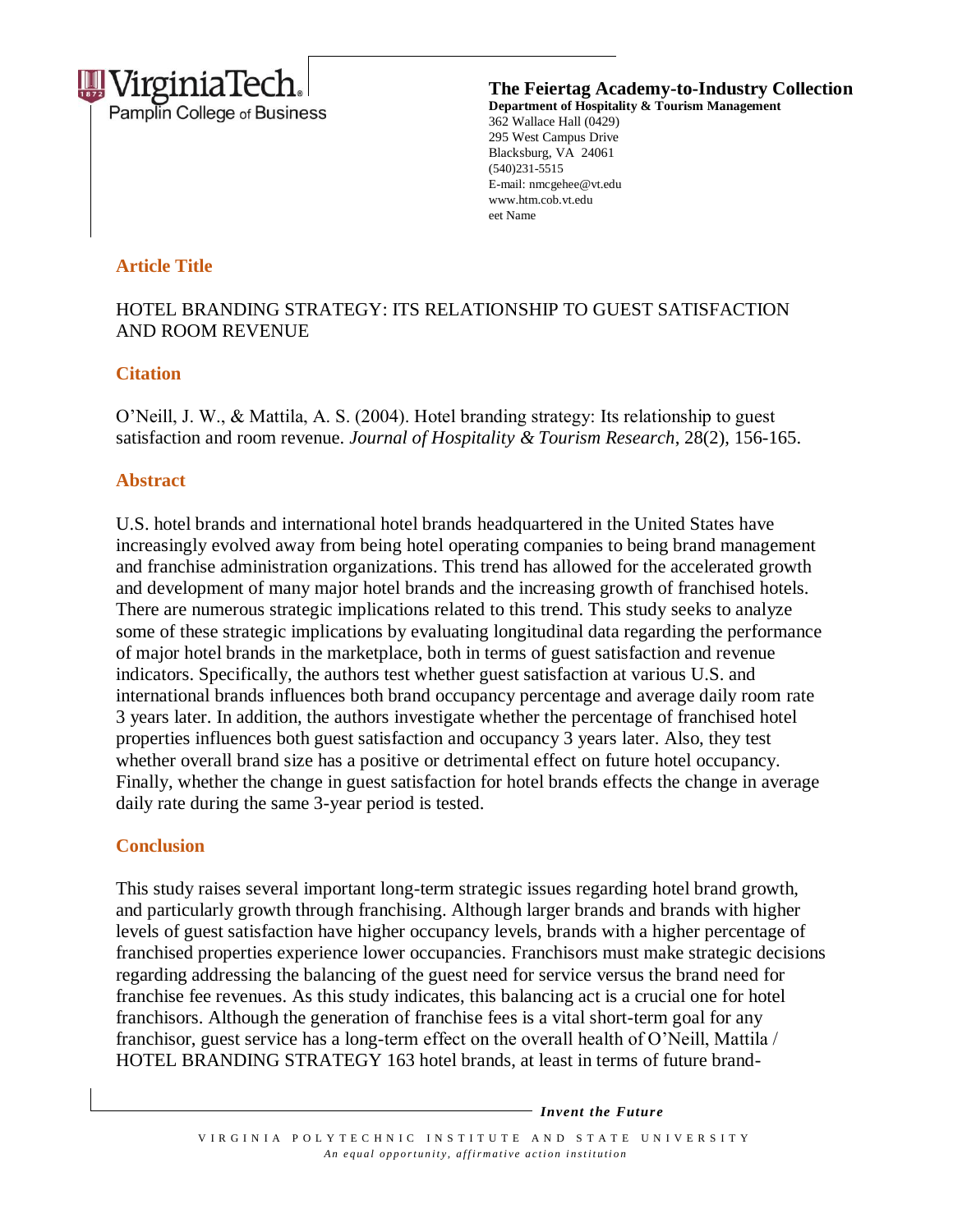**The Feiertag Academy-to-Industry Collection**
**Department of Hospitality & Tourism Management**
362 Wallace Hall (0429)
295 West Campus Drive
Blacksburg, VA 24061
(540)231-5515
E-mail: nmcgehee@vt.edu
www.htm.cob.vt.edu
eet Name

## Article Title

HOTEL BRANDING STRATEGY: ITS RELATIONSHIP TO GUEST SATISFACTION AND ROOM REVENUE

## Citation

O'Neill, J. W., & Mattila, A. S. (2004). Hotel branding strategy: Its relationship to guest satisfaction and room revenue. *Journal of Hospitality & Tourism Research*, 28(2), 156-165.

## Abstract

U.S. hotel brands and international hotel brands headquartered in the United States have increasingly evolved away from being hotel operating companies to being brand management and franchise administration organizations. This trend has allowed for the accelerated growth and development of many major hotel brands and the increasing growth of franchised hotels. There are numerous strategic implications related to this trend. This study seeks to analyze some of these strategic implications by evaluating longitudinal data regarding the performance of major hotel brands in the marketplace, both in terms of guest satisfaction and revenue indicators. Specifically, the authors test whether guest satisfaction at various U.S. and international brands influences both brand occupancy percentage and average daily room rate 3 years later. In addition, the authors investigate whether the percentage of franchised hotel properties influences both guest satisfaction and occupancy 3 years later. Also, they test whether overall brand size has a positive or detrimental effect on future hotel occupancy. Finally, whether the change in guest satisfaction for hotel brands effects the change in average daily rate during the same 3-year period is tested.

## Conclusion

This study raises several important long-term strategic issues regarding hotel brand growth, and particularly growth through franchising. Although larger brands and brands with higher levels of guest satisfaction have higher occupancy levels, brands with a higher percentage of franchised properties experience lower occupancies. Franchisors must make strategic decisions regarding addressing the balancing of the guest need for service versus the brand need for franchise fee revenues. As this study indicates, this balancing act is a crucial one for hotel franchisors. Although the generation of franchise fees is a vital short-term goal for any franchisor, guest service has a long-term effect on the overall health of O'Neill, Mattila / HOTEL BRANDING STRATEGY 163 hotel brands, at least in terms of future brand-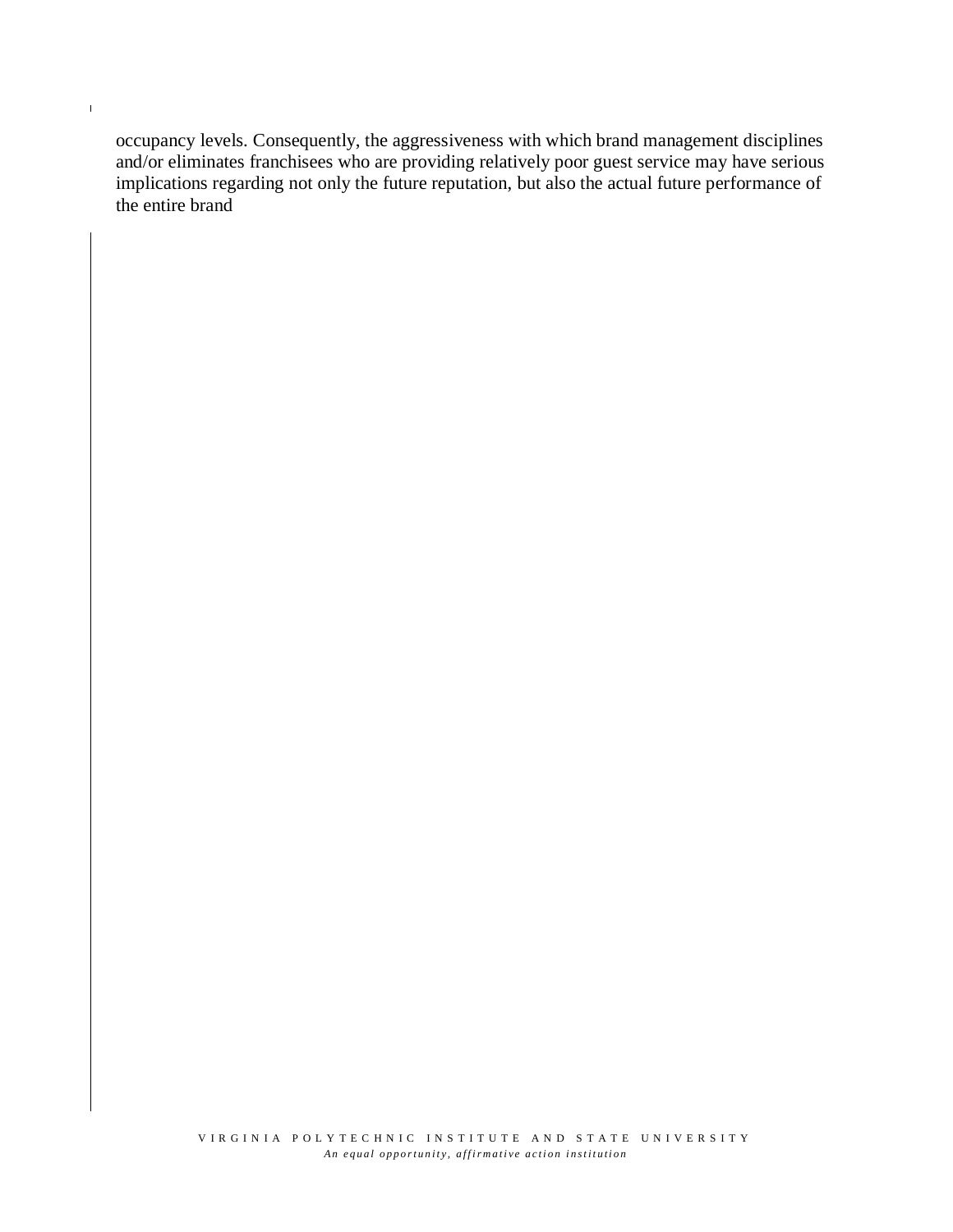occupancy levels. Consequently, the aggressiveness with which brand management disciplines and/or eliminates franchisees who are providing relatively poor guest service may have serious implications regarding not only the future reputation, but also the actual future performance of the entire brand